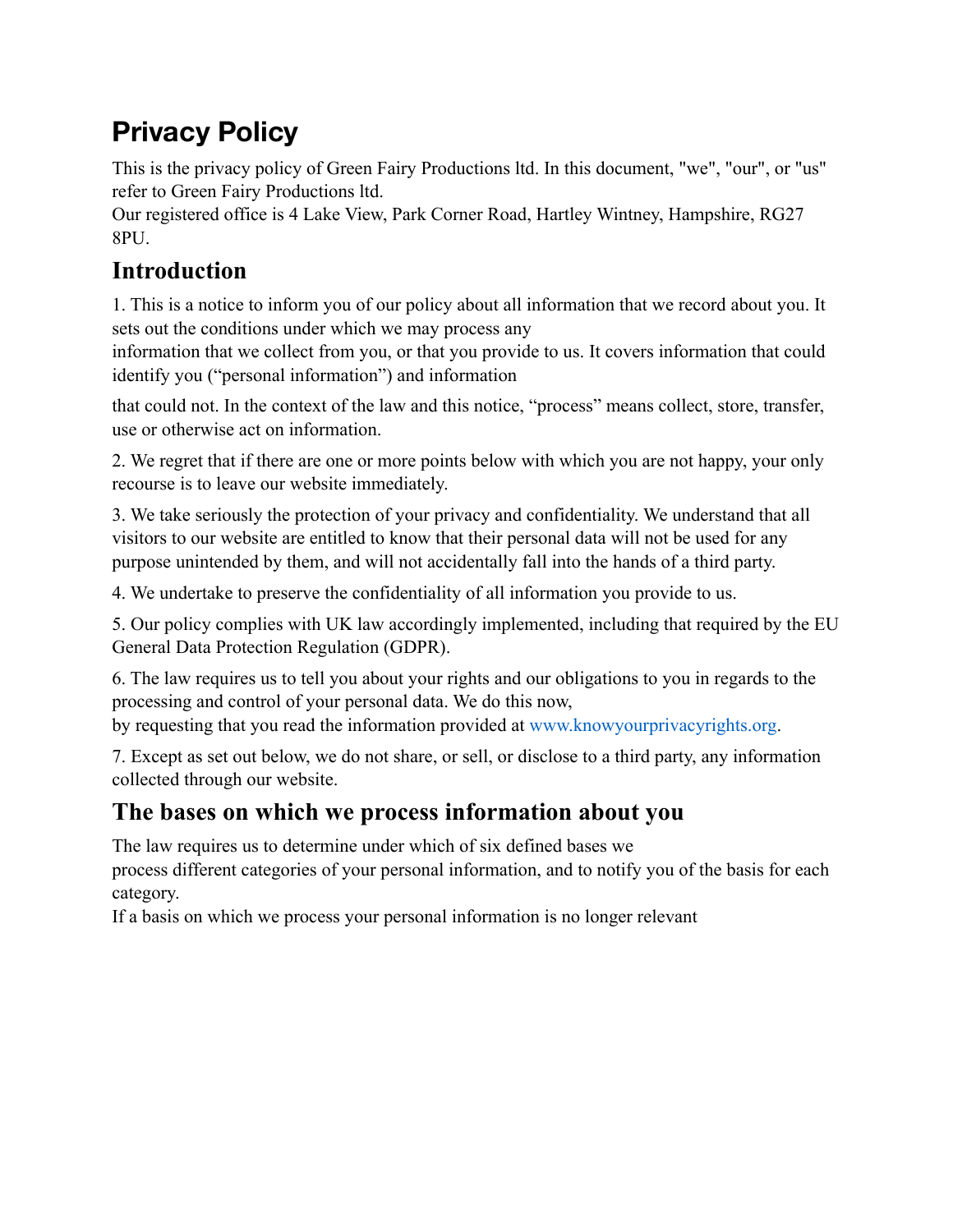# Privacy Policy

This is the privacy policy of Green Fairy Productions ltd. In this document, "we", "our", or "us" refer to Green Fairy Productions ltd.
Our registered office is 4 Lake View, Park Corner Road, Hartley Wintney, Hampshire, RG27 8PU.

## Introduction

1. This is a notice to inform you of our policy about all information that we record about you. It sets out the conditions under which we may process any information that we collect from you, or that you provide to us. It covers information that could identify you ("personal information") and information that could not. In the context of the law and this notice, "process" means collect, store, transfer, use or otherwise act on information.

2. We regret that if there are one or more points below with which you are not happy, your only recourse is to leave our website immediately.

3. We take seriously the protection of your privacy and confidentiality. We understand that all visitors to our website are entitled to know that their personal data will not be used for any purpose unintended by them, and will not accidentally fall into the hands of a third party.

4. We undertake to preserve the confidentiality of all information you provide to us.

5. Our policy complies with UK law accordingly implemented, including that required by the EU General Data Protection Regulation (GDPR).

6. The law requires us to tell you about your rights and our obligations to you in regards to the processing and control of your personal data. We do this now, by requesting that you read the information provided at www.knowyourprivacyrights.org.

7. Except as set out below, we do not share, or sell, or disclose to a third party, any information collected through our website.

## The bases on which we process information about you

The law requires us to determine under which of six defined bases we process different categories of your personal information, and to notify you of the basis for each category.
If a basis on which we process your personal information is no longer relevant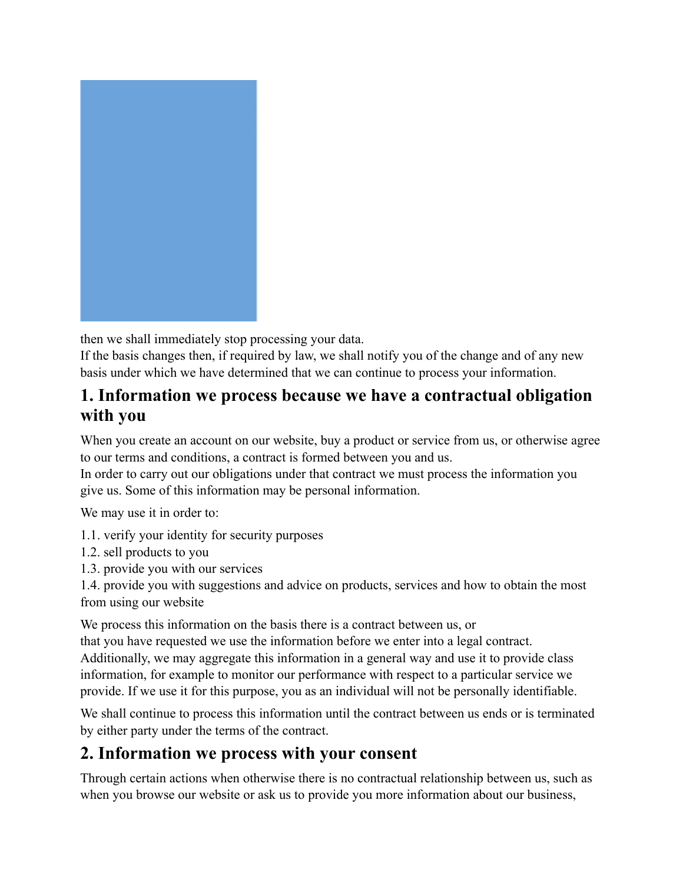then we shall immediately stop processing your data.
If the basis changes then, if required by law, we shall notify you of the change and of any new basis under which we have determined that we can continue to process your information.

## 1. Information we process because we have a contractual obligation with you

When you create an account on our website, buy a product or service from us, or otherwise agree to our terms and conditions, a contract is formed between you and us.
In order to carry out our obligations under that contract we must process the information you give us. Some of this information may be personal information.

We may use it in order to:

1.1. verify your identity for security purposes
1.2. sell products to you
1.3. provide you with our services
1.4. provide you with suggestions and advice on products, services and how to obtain the most from using our website

We process this information on the basis there is a contract between us, or
that you have requested we use the information before we enter into a legal contract.
Additionally, we may aggregate this information in a general way and use it to provide class information, for example to monitor our performance with respect to a particular service we provide. If we use it for this purpose, you as an individual will not be personally identifiable.

We shall continue to process this information until the contract between us ends or is terminated by either party under the terms of the contract.

## 2. Information we process with your consent

Through certain actions when otherwise there is no contractual relationship between us, such as when you browse our website or ask us to provide you more information about our business,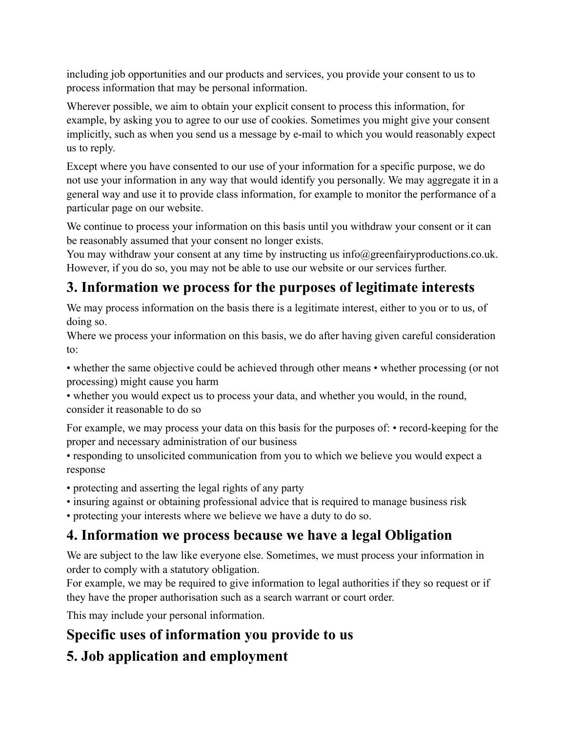including job opportunities and our products and services, you provide your consent to us to process information that may be personal information.

Wherever possible, we aim to obtain your explicit consent to process this information, for example, by asking you to agree to our use of cookies. Sometimes you might give your consent implicitly, such as when you send us a message by e-mail to which you would reasonably expect us to reply.

Except where you have consented to our use of your information for a specific purpose, we do not use your information in any way that would identify you personally. We may aggregate it in a general way and use it to provide class information, for example to monitor the performance of a particular page on our website.

We continue to process your information on this basis until you withdraw your consent or it can be reasonably assumed that your consent no longer exists.
You may withdraw your consent at any time by instructing us info@greenfairyproductions.co.uk. However, if you do so, you may not be able to use our website or our services further.

## 3. Information we process for the purposes of legitimate interests

We may process information on the basis there is a legitimate interest, either to you or to us, of doing so.
Where we process your information on this basis, we do after having given careful consideration to:

• whether the same objective could be achieved through other means • whether processing (or not processing) might cause you harm
• whether you would expect us to process your data, and whether you would, in the round, consider it reasonable to do so

For example, we may process your data on this basis for the purposes of: • record-keeping for the proper and necessary administration of our business
• responding to unsolicited communication from you to which we believe you would expect a response

• protecting and asserting the legal rights of any party
• insuring against or obtaining professional advice that is required to manage business risk
• protecting your interests where we believe we have a duty to do so.

## 4. Information we process because we have a legal Obligation

We are subject to the law like everyone else. Sometimes, we must process your information in order to comply with a statutory obligation.
For example, we may be required to give information to legal authorities if they so request or if they have the proper authorisation such as a search warrant or court order.

This may include your personal information.

## Specific uses of information you provide to us

## 5. Job application and employment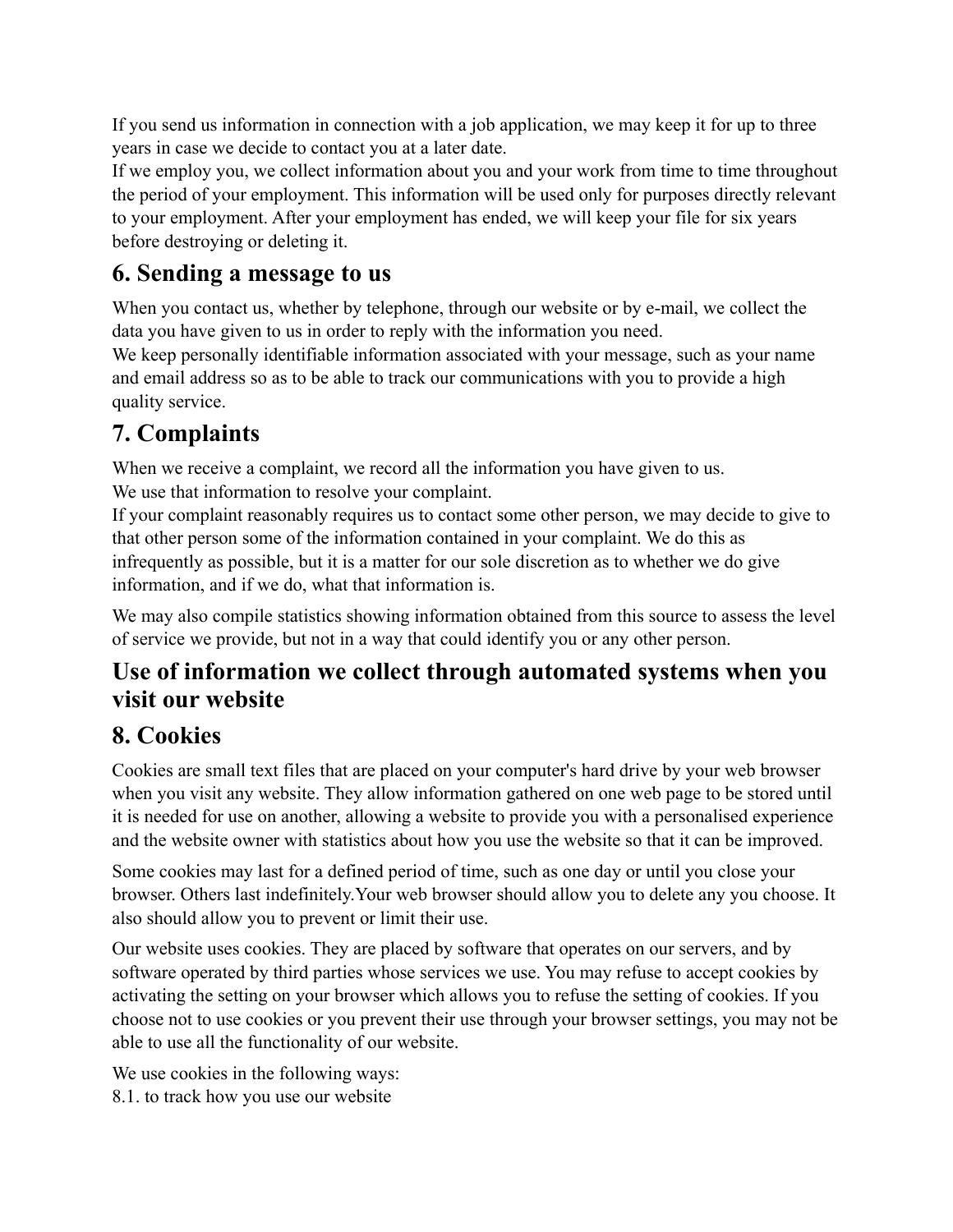If you send us information in connection with a job application, we may keep it for up to three years in case we decide to contact you at a later date.
If we employ you, we collect information about you and your work from time to time throughout the period of your employment. This information will be used only for purposes directly relevant to your employment. After your employment has ended, we will keep your file for six years before destroying or deleting it.

## 6. Sending a message to us

When you contact us, whether by telephone, through our website or by e-mail, we collect the data you have given to us in order to reply with the information you need.
We keep personally identifiable information associated with your message, such as your name and email address so as to be able to track our communications with you to provide a high quality service.

## 7. Complaints

When we receive a complaint, we record all the information you have given to us.
We use that information to resolve your complaint.
If your complaint reasonably requires us to contact some other person, we may decide to give to that other person some of the information contained in your complaint. We do this as infrequently as possible, but it is a matter for our sole discretion as to whether we do give information, and if we do, what that information is.

We may also compile statistics showing information obtained from this source to assess the level of service we provide, but not in a way that could identify you or any other person.

## Use of information we collect through automated systems when you visit our website

## 8. Cookies

Cookies are small text files that are placed on your computer's hard drive by your web browser when you visit any website. They allow information gathered on one web page to be stored until it is needed for use on another, allowing a website to provide you with a personalised experience and the website owner with statistics about how you use the website so that it can be improved.

Some cookies may last for a defined period of time, such as one day or until you close your browser. Others last indefinitely.Your web browser should allow you to delete any you choose. It also should allow you to prevent or limit their use.

Our website uses cookies. They are placed by software that operates on our servers, and by software operated by third parties whose services we use. You may refuse to accept cookies by activating the setting on your browser which allows you to refuse the setting of cookies. If you choose not to use cookies or you prevent their use through your browser settings, you may not be able to use all the functionality of our website.

We use cookies in the following ways:
8.1. to track how you use our website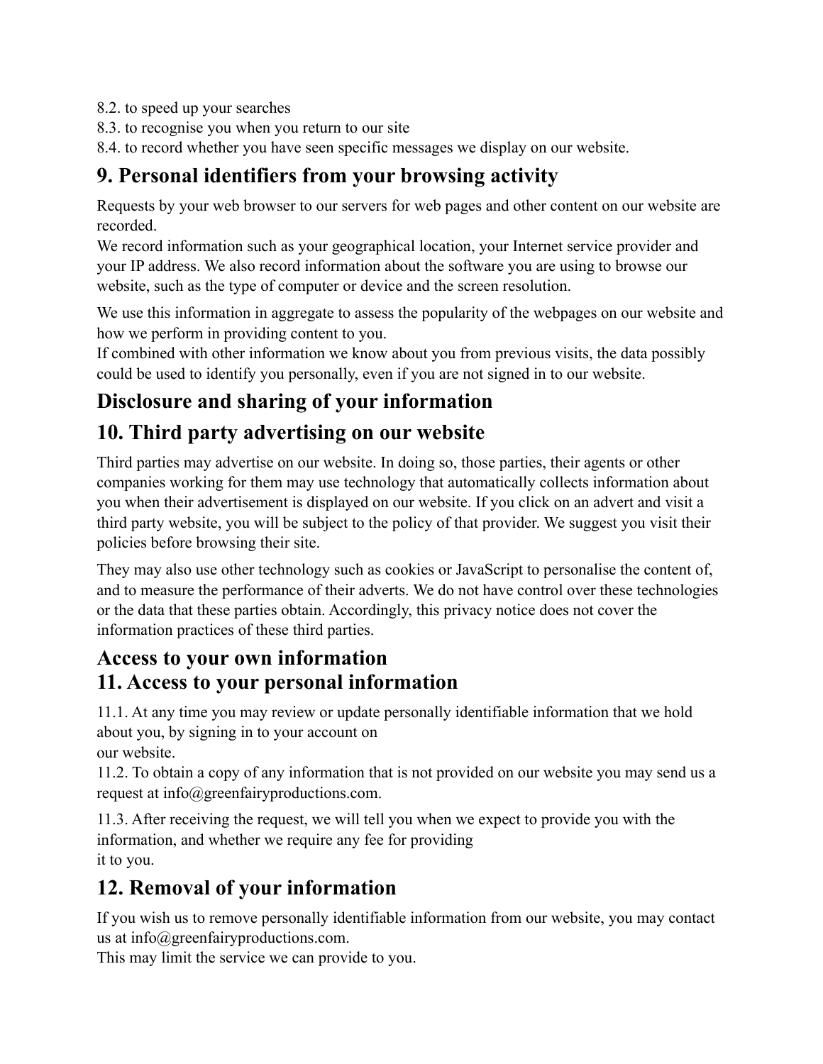8.2. to speed up your searches
8.3. to recognise you when you return to our site
8.4. to record whether you have seen specific messages we display on our website.

## 9. Personal identifiers from your browsing activity

Requests by your web browser to our servers for web pages and other content on our website are recorded.
We record information such as your geographical location, your Internet service provider and your IP address. We also record information about the software you are using to browse our website, such as the type of computer or device and the screen resolution.

We use this information in aggregate to assess the popularity of the webpages on our website and how we perform in providing content to you.
If combined with other information we know about you from previous visits, the data possibly could be used to identify you personally, even if you are not signed in to our website.

## Disclosure and sharing of your information

## 10. Third party advertising on our website

Third parties may advertise on our website. In doing so, those parties, their agents or other companies working for them may use technology that automatically collects information about you when their advertisement is displayed on our website. If you click on an advert and visit a third party website, you will be subject to the policy of that provider. We suggest you visit their policies before browsing their site.

They may also use other technology such as cookies or JavaScript to personalise the content of, and to measure the performance of their adverts. We do not have control over these technologies or the data that these parties obtain. Accordingly, this privacy notice does not cover the information practices of these third parties.

## Access to your own information

## 11. Access to your personal information

11.1. At any time you may review or update personally identifiable information that we hold about you, by signing in to your account on
our website.
11.2. To obtain a copy of any information that is not provided on our website you may send us a request at info@greenfairyproductions.com.

11.3. After receiving the request, we will tell you when we expect to provide you with the information, and whether we require any fee for providing
it to you.

## 12. Removal of your information

If you wish us to remove personally identifiable information from our website, you may contact us at info@greenfairyproductions.com.
This may limit the service we can provide to you.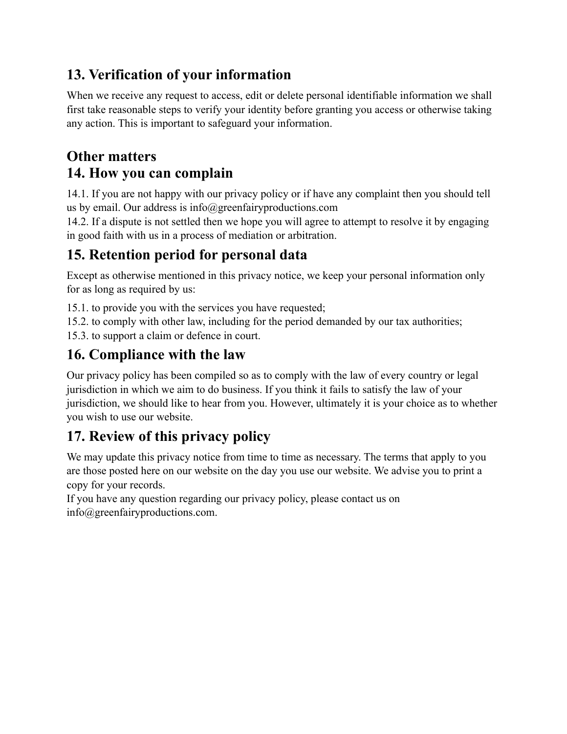## 13. Verification of your information

When we receive any request to access, edit or delete personal identifiable information we shall first take reasonable steps to verify your identity before granting you access or otherwise taking any action. This is important to safeguard your information.

## Other matters

## 14. How you can complain

14.1. If you are not happy with our privacy policy or if have any complaint then you should tell us by email. Our address is info@greenfairyproductions.com
14.2. If a dispute is not settled then we hope you will agree to attempt to resolve it by engaging in good faith with us in a process of mediation or arbitration.

## 15. Retention period for personal data

Except as otherwise mentioned in this privacy notice, we keep your personal information only for as long as required by us:

15.1. to provide you with the services you have requested;
15.2. to comply with other law, including for the period demanded by our tax authorities;
15.3. to support a claim or defence in court.

## 16. Compliance with the law

Our privacy policy has been compiled so as to comply with the law of every country or legal jurisdiction in which we aim to do business. If you think it fails to satisfy the law of your jurisdiction, we should like to hear from you. However, ultimately it is your choice as to whether you wish to use our website.

## 17. Review of this privacy policy

We may update this privacy notice from time to time as necessary. The terms that apply to you are those posted here on our website on the day you use our website. We advise you to print a copy for your records.
If you have any question regarding our privacy policy, please contact us on info@greenfairyproductions.com.